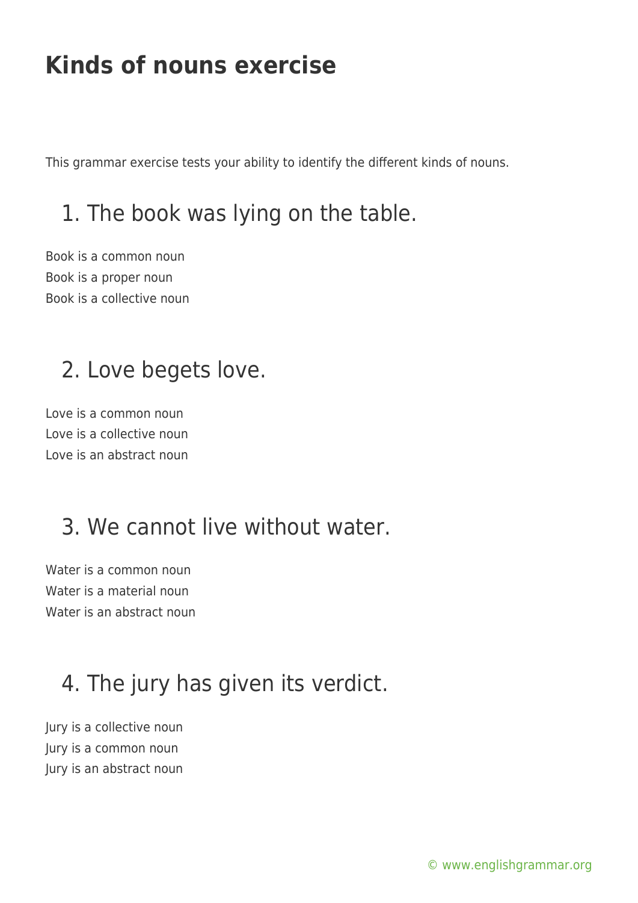# Kinds of nouns exercise

This grammar exercise tests your ability to identify the different kinds of nouns.

## 1. The book was lying on the table.

Book is a common noun
Book is a proper noun
Book is a collective noun

## 2. Love begets love.

Love is a common noun
Love is a collective noun
Love is an abstract noun

## 3. We cannot live without water.

Water is a common noun
Water is a material noun
Water is an abstract noun

## 4. The jury has given its verdict.

Jury is a collective noun
Jury is a common noun
Jury is an abstract noun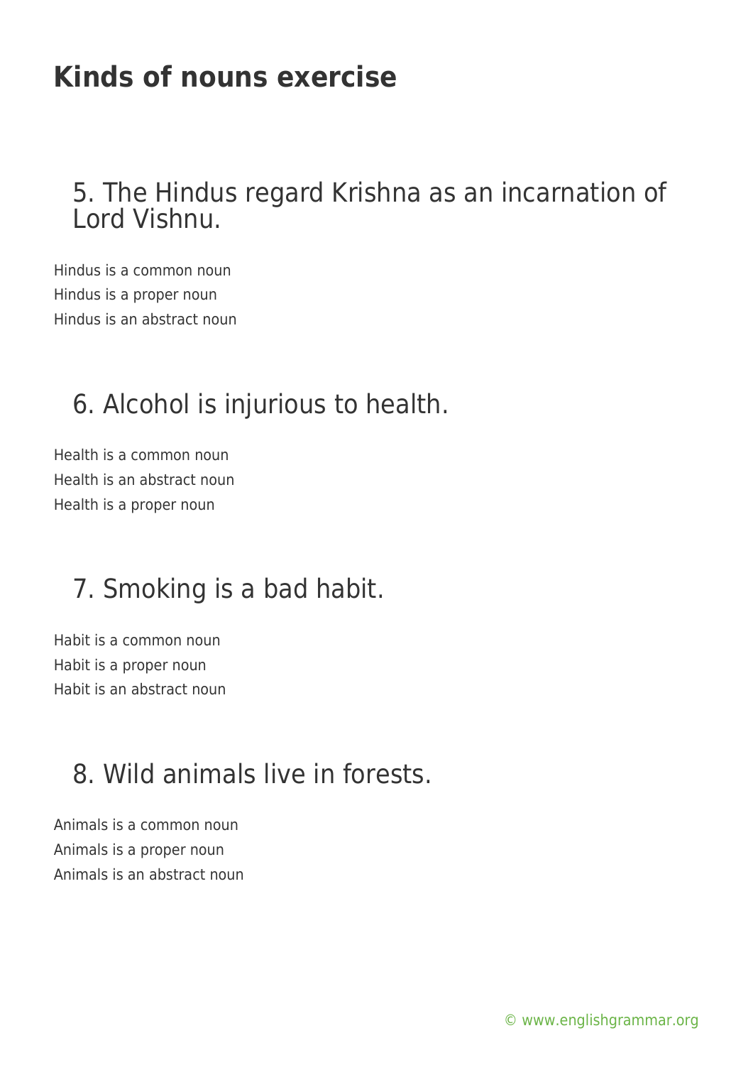# Kinds of nouns exercise

## 5. The Hindus regard Krishna as an incarnation of Lord Vishnu.

Hindus is a common noun
Hindus is a proper noun
Hindus is an abstract noun

## 6. Alcohol is injurious to health.

Health is a common noun
Health is an abstract noun
Health is a proper noun

## 7. Smoking is a bad habit.

Habit is a common noun
Habit is a proper noun
Habit is an abstract noun

## 8. Wild animals live in forests.

Animals is a common noun
Animals is a proper noun
Animals is an abstract noun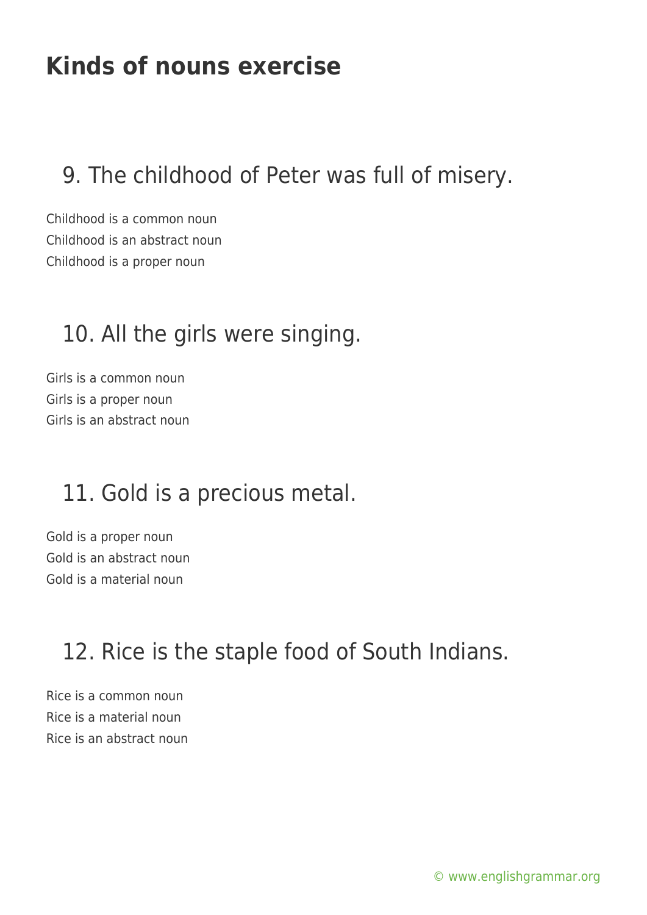# Kinds of nouns exercise

## 9. The childhood of Peter was full of misery.

Childhood is a common noun
Childhood is an abstract noun
Childhood is a proper noun

## 10. All the girls were singing.

Girls is a common noun
Girls is a proper noun
Girls is an abstract noun

## 11. Gold is a precious metal.

Gold is a proper noun
Gold is an abstract noun
Gold is a material noun

## 12. Rice is the staple food of South Indians.

Rice is a common noun
Rice is a material noun
Rice is an abstract noun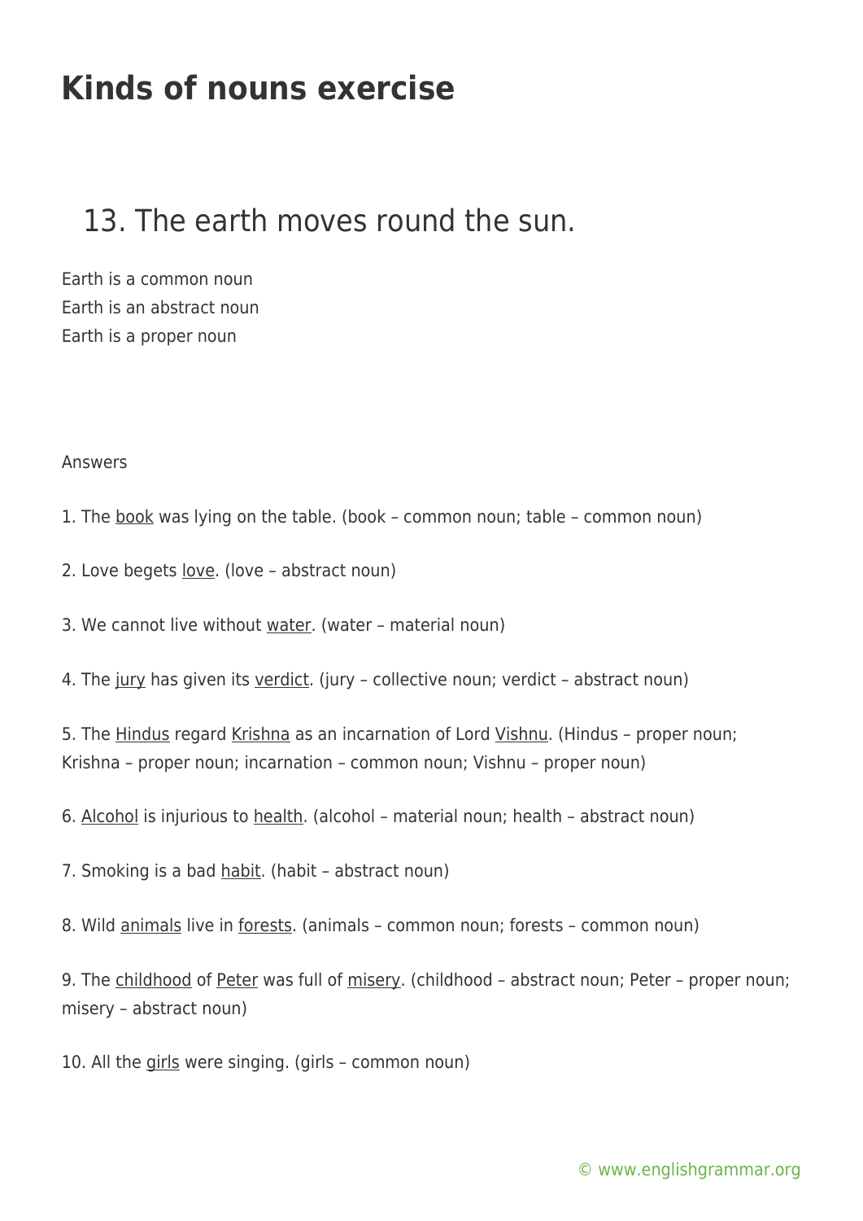# Kinds of nouns exercise

## 13. The earth moves round the sun.

Earth is a common noun
Earth is an abstract noun
Earth is a proper noun

Answers

1. The book was lying on the table. (book – common noun; table – common noun)

2. Love begets love. (love – abstract noun)

3. We cannot live without water. (water – material noun)

4. The jury has given its verdict. (jury – collective noun; verdict – abstract noun)

5. The Hindus regard Krishna as an incarnation of Lord Vishnu. (Hindus – proper noun; Krishna – proper noun; incarnation – common noun; Vishnu – proper noun)

6. Alcohol is injurious to health. (alcohol – material noun; health – abstract noun)

7. Smoking is a bad habit. (habit – abstract noun)

8. Wild animals live in forests. (animals – common noun; forests – common noun)

9. The childhood of Peter was full of misery. (childhood – abstract noun; Peter – proper noun; misery – abstract noun)

10. All the girls were singing. (girls – common noun)

© www.englishgrammar.org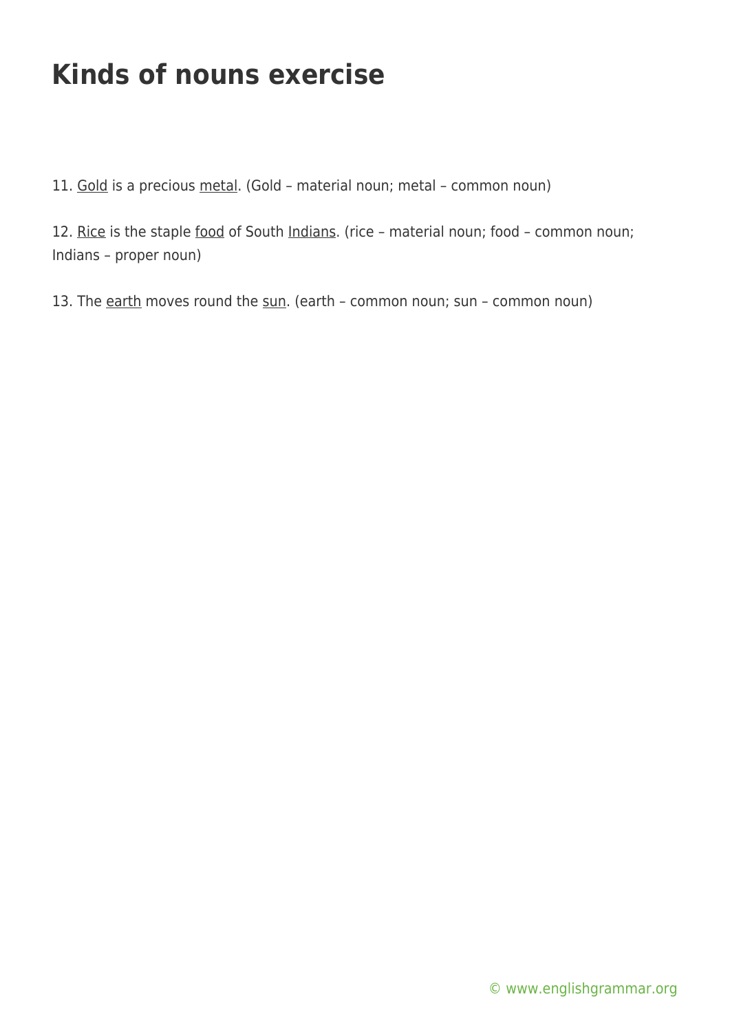# Kinds of nouns exercise

11. <u>Gold</u> is a precious <u>metal</u>. (Gold – material noun; metal – common noun)

12. <u>Rice</u> is the staple <u>food</u> of South <u>Indians</u>. (rice – material noun; food – common noun; Indians – proper noun)

13. The <u>earth</u> moves round the <u>sun</u>. (earth – common noun; sun – common noun)